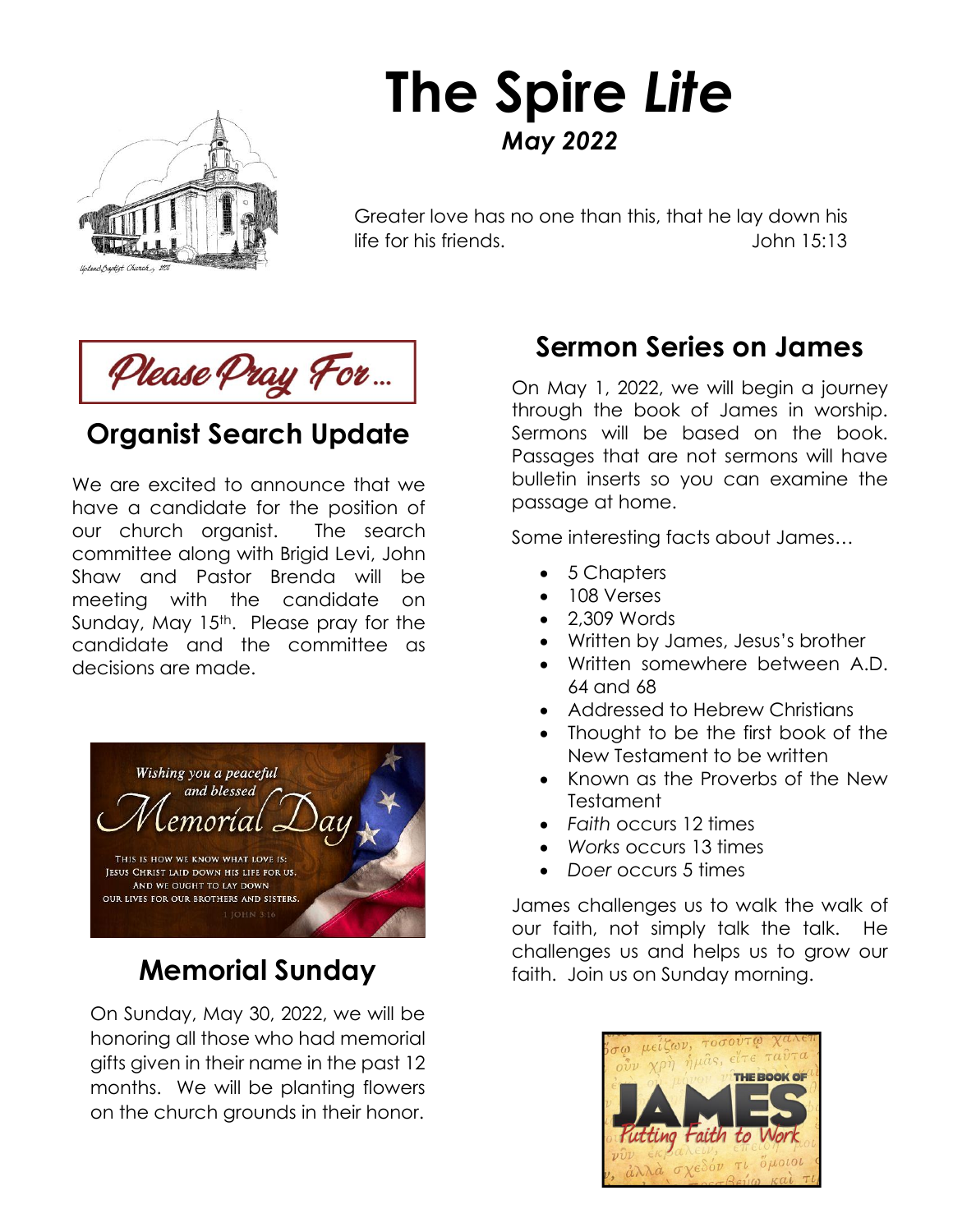# The Spire *Lite*

***May 2022***

Greater love has no one than this, that he lay down his life for his friends. John 15:13

## Please Pray For…

## Organist Search Update

We are excited to announce that we have a candidate for the position of our church organist. The search committee along with Brigid Levi, John Shaw and Pastor Brenda will be meeting with the candidate on Sunday, May 15th. Please pray for the candidate and the committee as decisions are made.

## Memorial Sunday

On Sunday, May 30, 2022, we will be honoring all those who had memorial gifts given in their name in the past 12 months. We will be planting flowers on the church grounds in their honor.

## Sermon Series on James

On May 1, 2022, we will begin a journey through the book of James in worship. Sermons will be based on the book. Passages that are not sermons will have bulletin inserts so you can examine the passage at home.

Some interesting facts about James…

- 5 Chapters
- 108 Verses
- 2,309 Words
- Written by James, Jesus's brother
- Written somewhere between A.D. 64 and 68
- Addressed to Hebrew Christians
- Thought to be the first book of the New Testament to be written
- Known as the Proverbs of the New Testament
- *Faith* occurs 12 times
- *Works* occurs 13 times
- *Doer* occurs 5 times

James challenges us to walk the walk of our faith, not simply talk the talk. He challenges us and helps us to grow our faith. Join us on Sunday morning.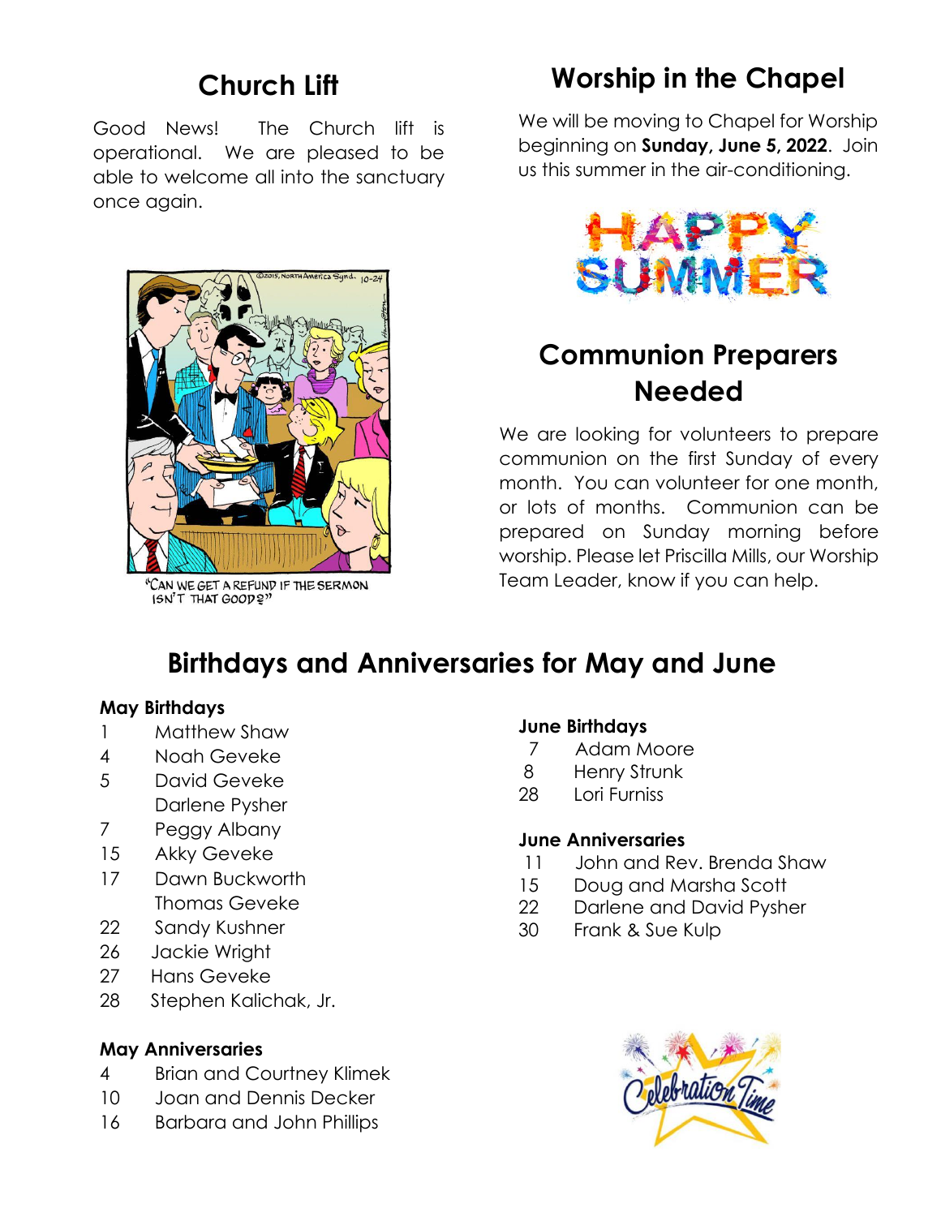## Church Lift

Good News! The Church lift is operational. We are pleased to be able to welcome all into the sanctuary once again.

"CAN WE GET A REFUND IF THE SERMON ISN'T THAT GOOD?"

## Worship in the Chapel

We will be moving to Chapel for Worship beginning on **Sunday, June 5, 2022**. Join us this summer in the air-conditioning.

## Communion Preparers Needed

We are looking for volunteers to prepare communion on the first Sunday of every month. You can volunteer for one month, or lots of months. Communion can be prepared on Sunday morning before worship. Please let Priscilla Mills, our Worship Team Leader, know if you can help.

## Birthdays and Anniversaries for May and June

**May Birthdays**

- 1 Matthew Shaw
- 4 Noah Geveke
- 5 David Geveke
  Darlene Pysher
- 7 Peggy Albany
- 15 Akky Geveke
- 17 Dawn Buckworth
  Thomas Geveke
- 22 Sandy Kushner
- 26 Jackie Wright
- 27 Hans Geveke
- 28 Stephen Kalichak, Jr.

**May Anniversaries**

- 4 Brian and Courtney Klimek
- 10 Joan and Dennis Decker
- 16 Barbara and John Phillips

**June Birthdays**

- 7 Adam Moore
- 8 Henry Strunk
- 28 Lori Furniss

**June Anniversaries**

- 11 John and Rev. Brenda Shaw
- 15 Doug and Marsha Scott
- 22 Darlene and David Pysher
- 30 Frank & Sue Kulp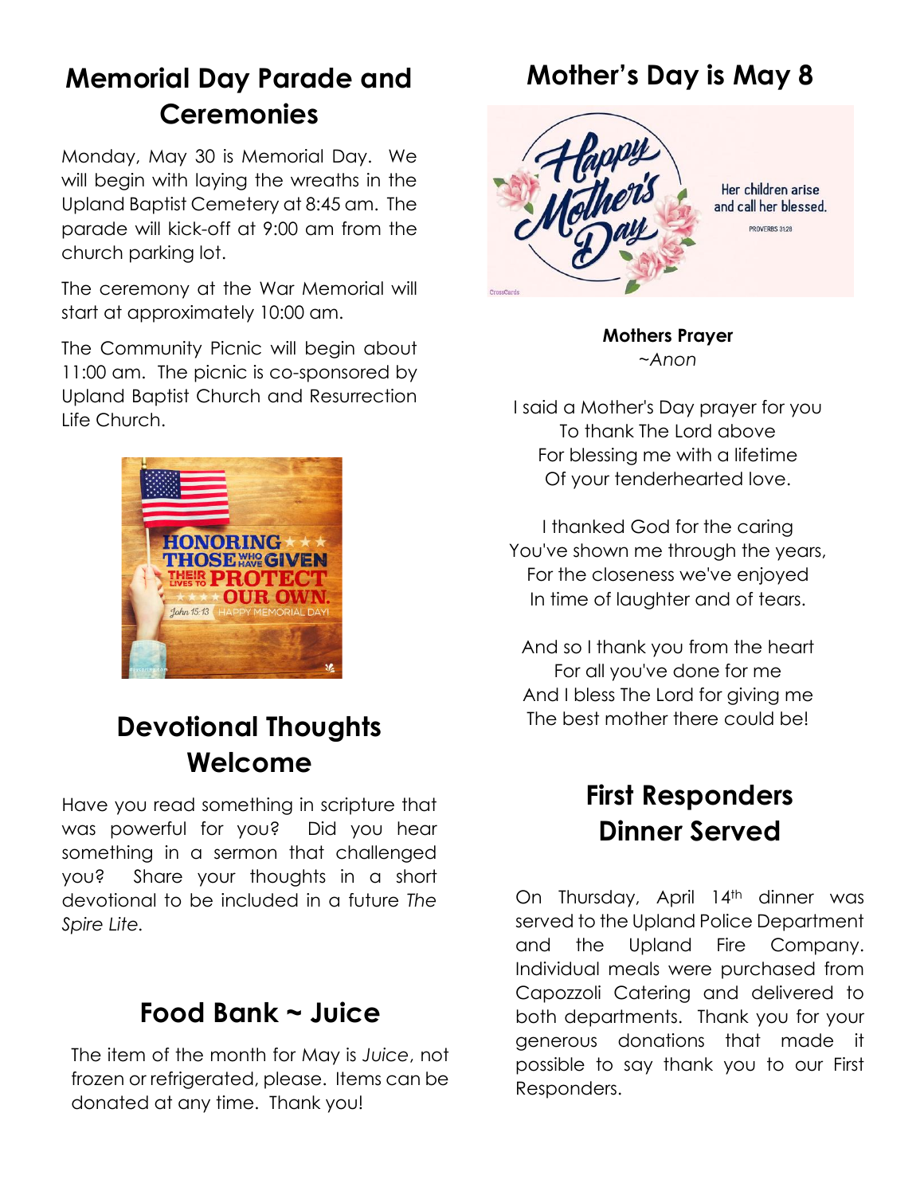## Memorial Day Parade and Ceremonies

Monday, May 30 is Memorial Day. We will begin with laying the wreaths in the Upland Baptist Cemetery at 8:45 am. The parade will kick-off at 9:00 am from the church parking lot.

The ceremony at the War Memorial will start at approximately 10:00 am.

The Community Picnic will begin about 11:00 am. The picnic is co-sponsored by Upland Baptist Church and Resurrection Life Church.

## Devotional Thoughts Welcome

Have you read something in scripture that was powerful for you? Did you hear something in a sermon that challenged you? Share your thoughts in a short devotional to be included in a future *The Spire Lite.*

## Food Bank ~ Juice

The item of the month for May is *Juice*, not frozen or refrigerated, please. Items can be donated at any time. Thank you!

## Mother's Day is May 8

**Mothers Prayer**
*~Anon*

I said a Mother's Day prayer for you
To thank The Lord above
For blessing me with a lifetime
Of your tenderhearted love.

I thanked God for the caring
You've shown me through the years,
For the closeness we've enjoyed
In time of laughter and of tears.

And so I thank you from the heart
For all you've done for me
And I bless The Lord for giving me
The best mother there could be!

## First Responders Dinner Served

On Thursday, April 14th dinner was served to the Upland Police Department and the Upland Fire Company. Individual meals were purchased from Capozzoli Catering and delivered to both departments. Thank you for your generous donations that made it possible to say thank you to our First Responders.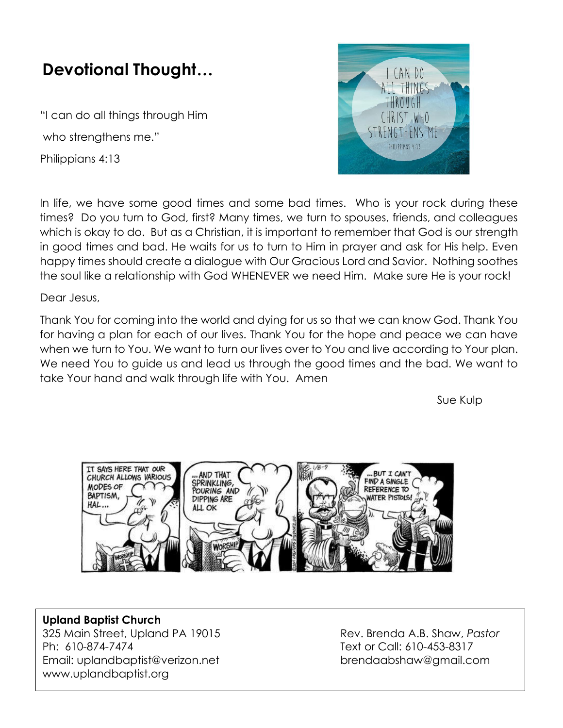## Devotional Thought…

"I can do all things through Him

who strengthens me."

Philippians 4:13

In life, we have some good times and some bad times. Who is your rock during these times? Do you turn to God, first? Many times, we turn to spouses, friends, and colleagues which is okay to do. But as a Christian, it is important to remember that God is our strength in good times and bad. He waits for us to turn to Him in prayer and ask for His help. Even happy times should create a dialogue with Our Gracious Lord and Savior. Nothing soothes the soul like a relationship with God WHENEVER we need Him. Make sure He is your rock!

Dear Jesus,

Thank You for coming into the world and dying for us so that we can know God. Thank You for having a plan for each of our lives. Thank You for the hope and peace we can have when we turn to You. We want to turn our lives over to You and live according to Your plan. We need You to guide us and lead us through the good times and the bad. We want to take Your hand and walk through life with You. Amen

Sue Kulp

**Upland Baptist Church**
325 Main Street, Upland PA 19015
Ph: 610-874-7474
Email: uplandbaptist@verizon.net
www.uplandbaptist.org

Rev. Brenda A.B. Shaw, *Pastor*
Text or Call: 610-453-8317
brendaabshaw@gmail.com